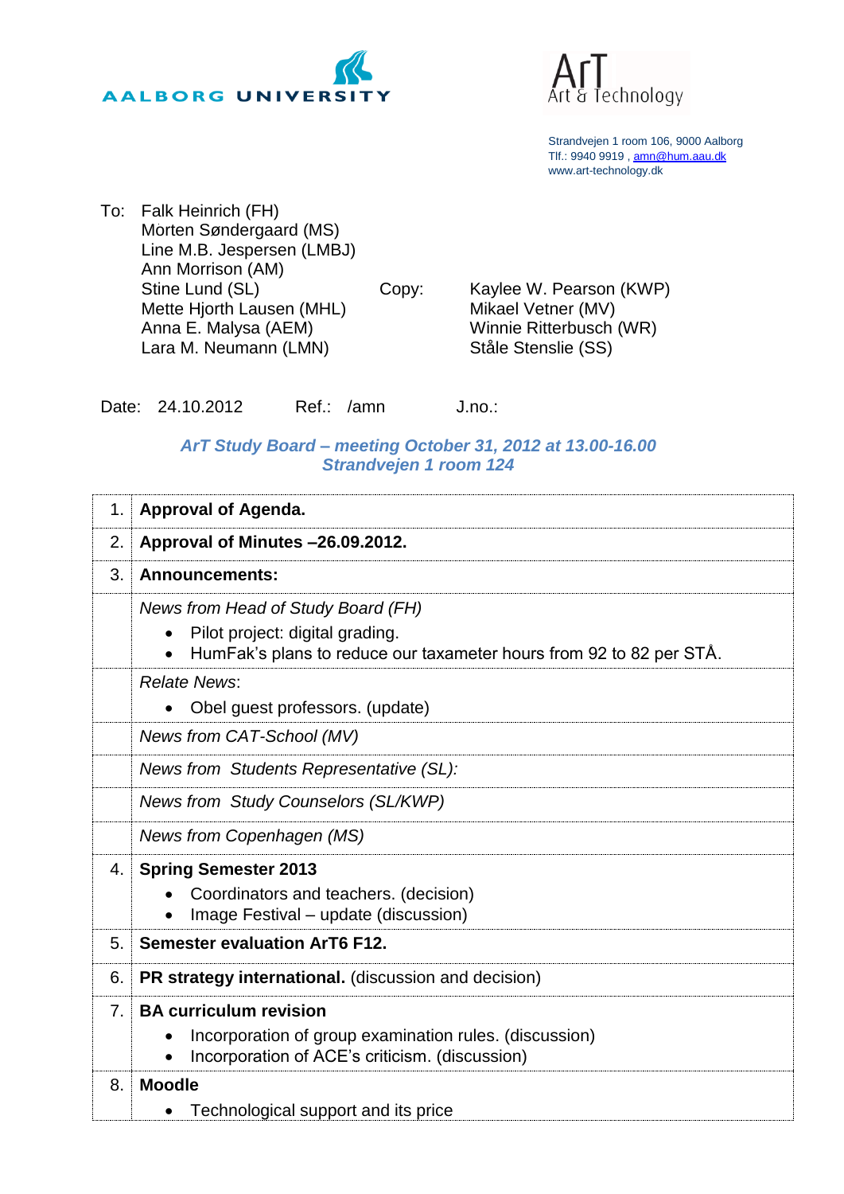AALBORG UNIVERSITY

ArT
Art & Technology

Strandvejen 1 room 106, 9000 Aalborg
Tlf.: 9940 9919 , amn@hum.aau.dk
www.art-technology.dk

To: Falk Heinrich (FH)
Mörten Søndergaard (MS)
Line M.B. Jespersen (LMBJ)
Ann Morrison (AM)
Stine Lund (SL)
Mette Hjorth Lausen (MHL)
Anna E. Malysa (AEM)
Lara M. Neumann (LMN)

Copy: Kaylee W. Pearson (KWP)
Mikael Vetner (MV)
Winnie Ritterbusch (WR)
Ståle Stenslie (SS)

Date: 24.10.2012 Ref.: /amn J.no.:

## *ArT Study Board – meeting October 31, 2012 at 13.00-16.00*
## *Strandvejen 1 room 124*

| | |
|---|---|
| 1. | **Approval of Agenda.** |
| 2. | **Approval of Minutes –26.09.2012.** |
| 3. | **Announcements:** |
| | *News from Head of Study Board (FH)*<br>• Pilot project: digital grading.<br>• HumFak's plans to reduce our taxameter hours from 92 to 82 per STÅ. |
| | *Relate News*:<br>• Obel guest professors. (update) |
| | *News from CAT-School (MV)* |
| | *News from Students Representative (SL):* |
| | *News from Study Counselors (SL/KWP)* |
| | *News from Copenhagen (MS)* |
| 4. | **Spring Semester 2013**<br>• Coordinators and teachers. (decision)<br>• Image Festival – update (discussion) |
| 5. | **Semester evaluation ArT6 F12.** |
| 6. | **PR strategy international.** (discussion and decision) |
| 7. | **BA curriculum revision**<br>• Incorporation of group examination rules. (discussion)<br>• Incorporation of ACE's criticism. (discussion) |
| 8. | **Moodle**<br>• Technological support and its price |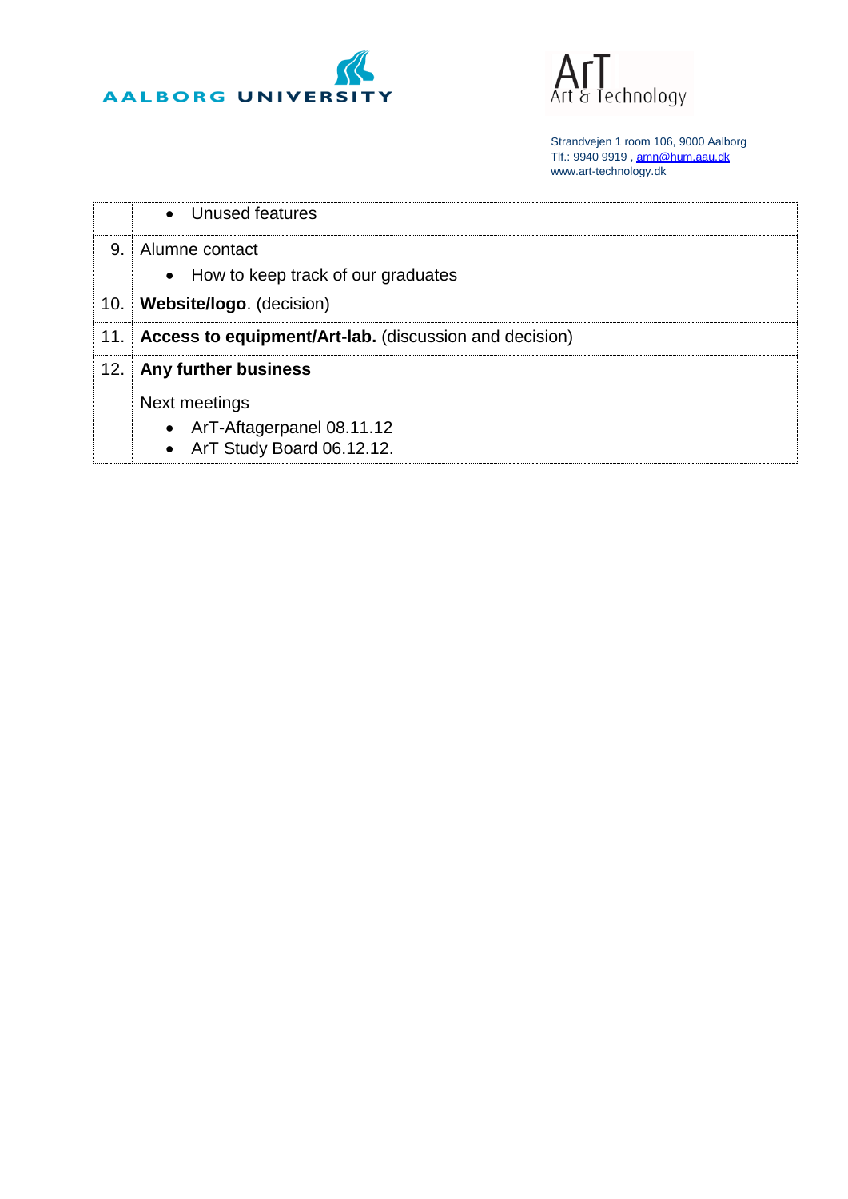AALBORG UNIVERSITY

ArT
Art & Technology

Strandvejen 1 room 106, 9000 Aalborg
Tlf.: 9940 9919 , amn@hum.aau.dk
www.art-technology.dk

| | |
|---|---|
| | • Unused features |
| 9. | Alumne contact<br>• How to keep track of our graduates |
| 10. | **Website/logo**. (decision) |
| 11. | **Access to equipment/Art-lab.** (discussion and decision) |
| 12. | **Any further business** |
| | Next meetings<br>• ArT-Aftagerpanel 08.11.12<br>• ArT Study Board 06.12.12. |